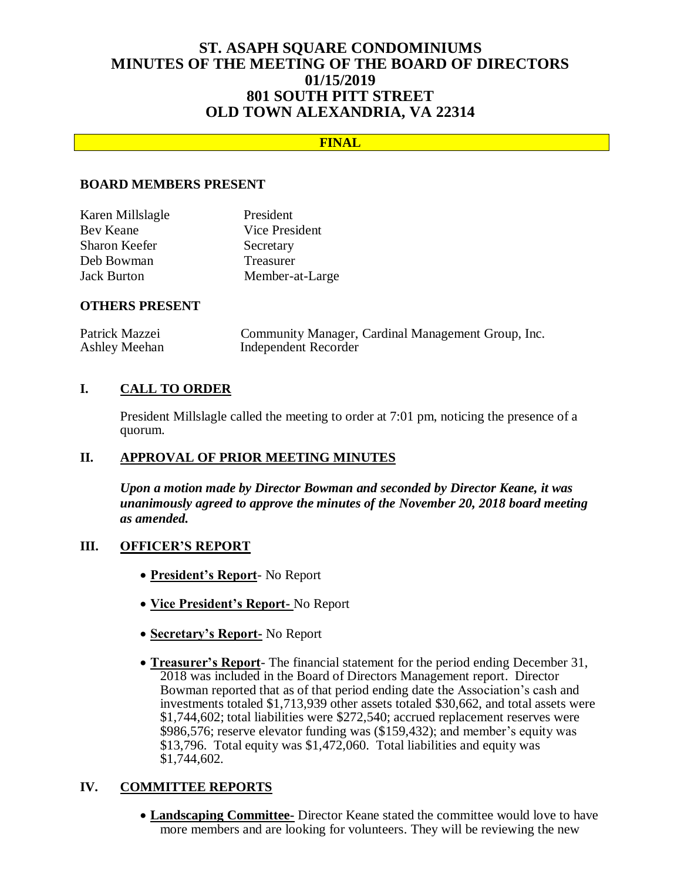# ST. ASAPH SQUARE CONDOMINIUMS
# MINUTES OF THE MEETING OF THE BOARD OF DIRECTORS
# 01/15/2019
# 801 SOUTH PITT STREET
# OLD TOWN ALEXANDRIA, VA 22314

**FINAL**

## BOARD MEMBERS PRESENT

| | |
|---|---|
| Karen Millslagle | President |
| Bev Keane | Vice President |
| Sharon Keefer | Secretary |
| Deb Bowman | Treasurer |
| Jack Burton | Member-at-Large |

## OTHERS PRESENT

| | |
|---|---|
| Patrick Mazzei | Community Manager, Cardinal Management Group, Inc. |
| Ashley Meehan | Independent Recorder |

## I. CALL TO ORDER

President Millslagle called the meeting to order at 7:01 pm, noticing the presence of a quorum.

## II. APPROVAL OF PRIOR MEETING MINUTES

***Upon a motion made by Director Bowman and seconded by Director Keane, it was unanimously agreed to approve the minutes of the November 20, 2018 board meeting as amended.***

## III. OFFICER'S REPORT

- **President's Report**- No Report
- **Vice President's Report-** No Report
- **Secretary's Report-** No Report
- **Treasurer's Report**- The financial statement for the period ending December 31, 2018 was included in the Board of Directors Management report. Director Bowman reported that as of that period ending date the Association's cash and investments totaled $1,713,939 other assets totaled $30,662, and total assets were $1,744,602; total liabilities were $272,540; accrued replacement reserves were $986,576; reserve elevator funding was ($159,432); and member's equity was $13,796. Total equity was $1,472,060. Total liabilities and equity was $1,744,602.

## IV. COMMITTEE REPORTS

- **Landscaping Committee-** Director Keane stated the committee would love to have more members and are looking for volunteers. They will be reviewing the new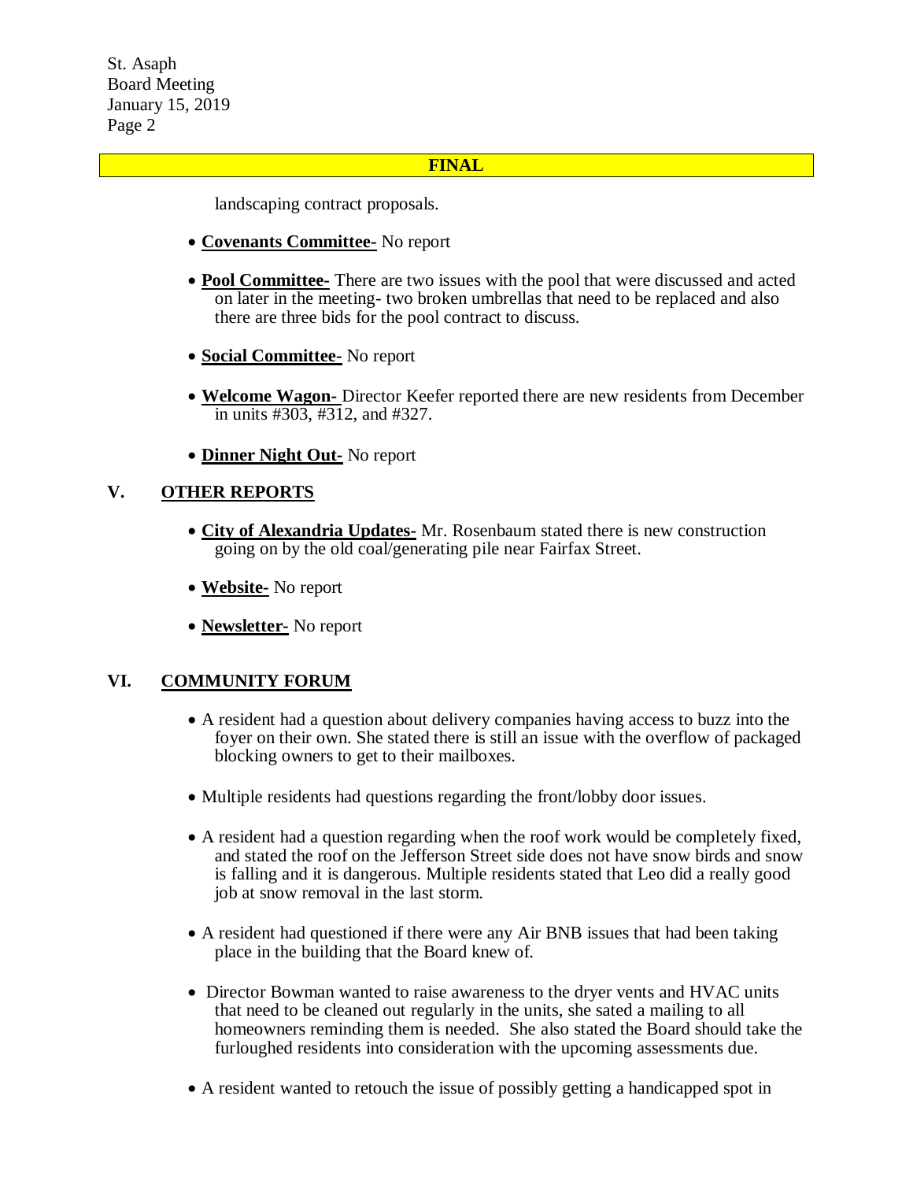**FINAL**

landscaping contract proposals.

- **Covenants Committee-** No report
- **Pool Committee-** There are two issues with the pool that were discussed and acted on later in the meeting- two broken umbrellas that need to be replaced and also there are three bids for the pool contract to discuss.
- **Social Committee-** No report
- **Welcome Wagon-** Director Keefer reported there are new residents from December in units #303, #312, and #327.
- **Dinner Night Out-** No report

## V. OTHER REPORTS

- **City of Alexandria Updates-** Mr. Rosenbaum stated there is new construction going on by the old coal/generating pile near Fairfax Street.
- **Website-** No report
- **Newsletter-** No report

## VI. COMMUNITY FORUM

- A resident had a question about delivery companies having access to buzz into the foyer on their own. She stated there is still an issue with the overflow of packaged blocking owners to get to their mailboxes.
- Multiple residents had questions regarding the front/lobby door issues.
- A resident had a question regarding when the roof work would be completely fixed, and stated the roof on the Jefferson Street side does not have snow birds and snow is falling and it is dangerous. Multiple residents stated that Leo did a really good job at snow removal in the last storm.
- A resident had questioned if there were any Air BNB issues that had been taking place in the building that the Board knew of.
- Director Bowman wanted to raise awareness to the dryer vents and HVAC units that need to be cleaned out regularly in the units, she sated a mailing to all homeowners reminding them is needed. She also stated the Board should take the furloughed residents into consideration with the upcoming assessments due.
- A resident wanted to retouch the issue of possibly getting a handicapped spot in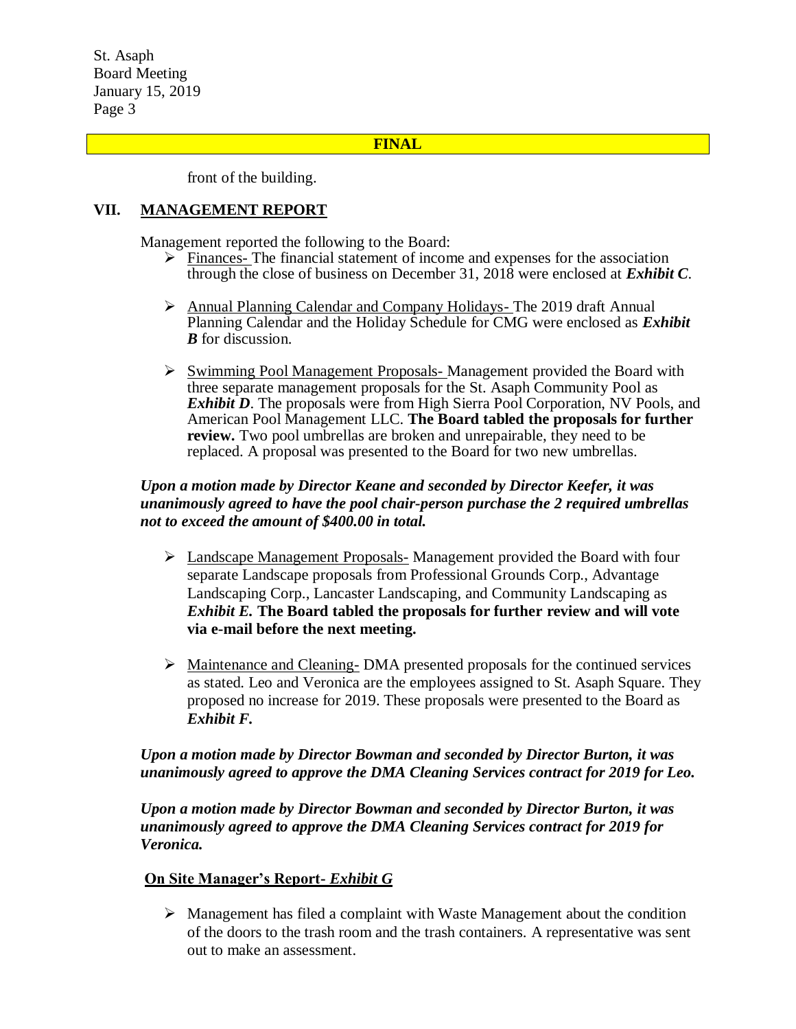**FINAL**

front of the building.

## VII. MANAGEMENT REPORT

Management reported the following to the Board:

- Finances- The financial statement of income and expenses for the association through the close of business on December 31, 2018 were enclosed at ***Exhibit C***.

- Annual Planning Calendar and Company Holidays- The 2019 draft Annual Planning Calendar and the Holiday Schedule for CMG were enclosed as ***Exhibit B*** for discussion.

- Swimming Pool Management Proposals- Management provided the Board with three separate management proposals for the St. Asaph Community Pool as ***Exhibit D***. The proposals were from High Sierra Pool Corporation, NV Pools, and American Pool Management LLC. **The Board tabled the proposals for further review.** Two pool umbrellas are broken and unrepairable, they need to be replaced. A proposal was presented to the Board for two new umbrellas.

***Upon a motion made by Director Keane and seconded by Director Keefer, it was unanimously agreed to have the pool chair-person purchase the 2 required umbrellas not to exceed the amount of $400.00 in total.***

- Landscape Management Proposals- Management provided the Board with four separate Landscape proposals from Professional Grounds Corp., Advantage Landscaping Corp., Lancaster Landscaping, and Community Landscaping as ***Exhibit E.*** **The Board tabled the proposals for further review and will vote via e-mail before the next meeting.**

- Maintenance and Cleaning- DMA presented proposals for the continued services as stated. Leo and Veronica are the employees assigned to St. Asaph Square. They proposed no increase for 2019. These proposals were presented to the Board as ***Exhibit F.***

***Upon a motion made by Director Bowman and seconded by Director Burton, it was unanimously agreed to approve the DMA Cleaning Services contract for 2019 for Leo.***

***Upon a motion made by Director Bowman and seconded by Director Burton, it was unanimously agreed to approve the DMA Cleaning Services contract for 2019 for Veronica.***

### On Site Manager's Report- *Exhibit G*

- Management has filed a complaint with Waste Management about the condition of the doors to the trash room and the trash containers. A representative was sent out to make an assessment.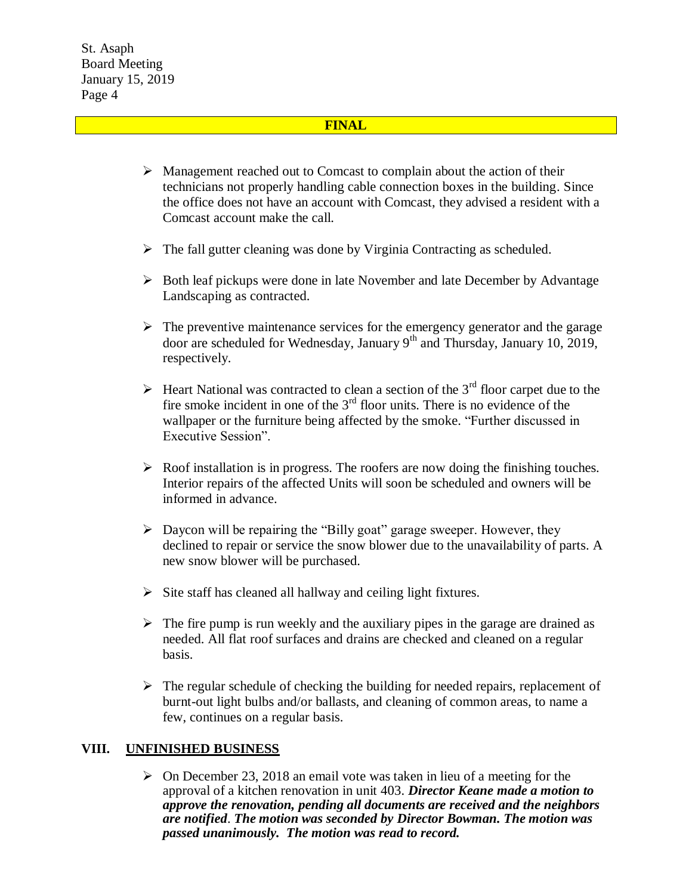**FINAL**

- Management reached out to Comcast to complain about the action of their technicians not properly handling cable connection boxes in the building. Since the office does not have an account with Comcast, they advised a resident with a Comcast account make the call.

- The fall gutter cleaning was done by Virginia Contracting as scheduled.

- Both leaf pickups were done in late November and late December by Advantage Landscaping as contracted.

- The preventive maintenance services for the emergency generator and the garage door are scheduled for Wednesday, January 9th and Thursday, January 10, 2019, respectively.

- Heart National was contracted to clean a section of the 3rd floor carpet due to the fire smoke incident in one of the 3rd floor units. There is no evidence of the wallpaper or the furniture being affected by the smoke. "Further discussed in Executive Session".

- Roof installation is in progress. The roofers are now doing the finishing touches. Interior repairs of the affected Units will soon be scheduled and owners will be informed in advance.

- Daycon will be repairing the "Billy goat" garage sweeper. However, they declined to repair or service the snow blower due to the unavailability of parts. A new snow blower will be purchased.

- Site staff has cleaned all hallway and ceiling light fixtures.

- The fire pump is run weekly and the auxiliary pipes in the garage are drained as needed. All flat roof surfaces and drains are checked and cleaned on a regular basis.

- The regular schedule of checking the building for needed repairs, replacement of burnt-out light bulbs and/or ballasts, and cleaning of common areas, to name a few, continues on a regular basis.

## VIII. UNFINISHED BUSINESS

- On December 23, 2018 an email vote was taken in lieu of a meeting for the approval of a kitchen renovation in unit 403. ***Director Keane made a motion to approve the renovation, pending all documents are received and the neighbors are notified*. *The motion was seconded by Director Bowman. The motion was passed unanimously. The motion was read to record.***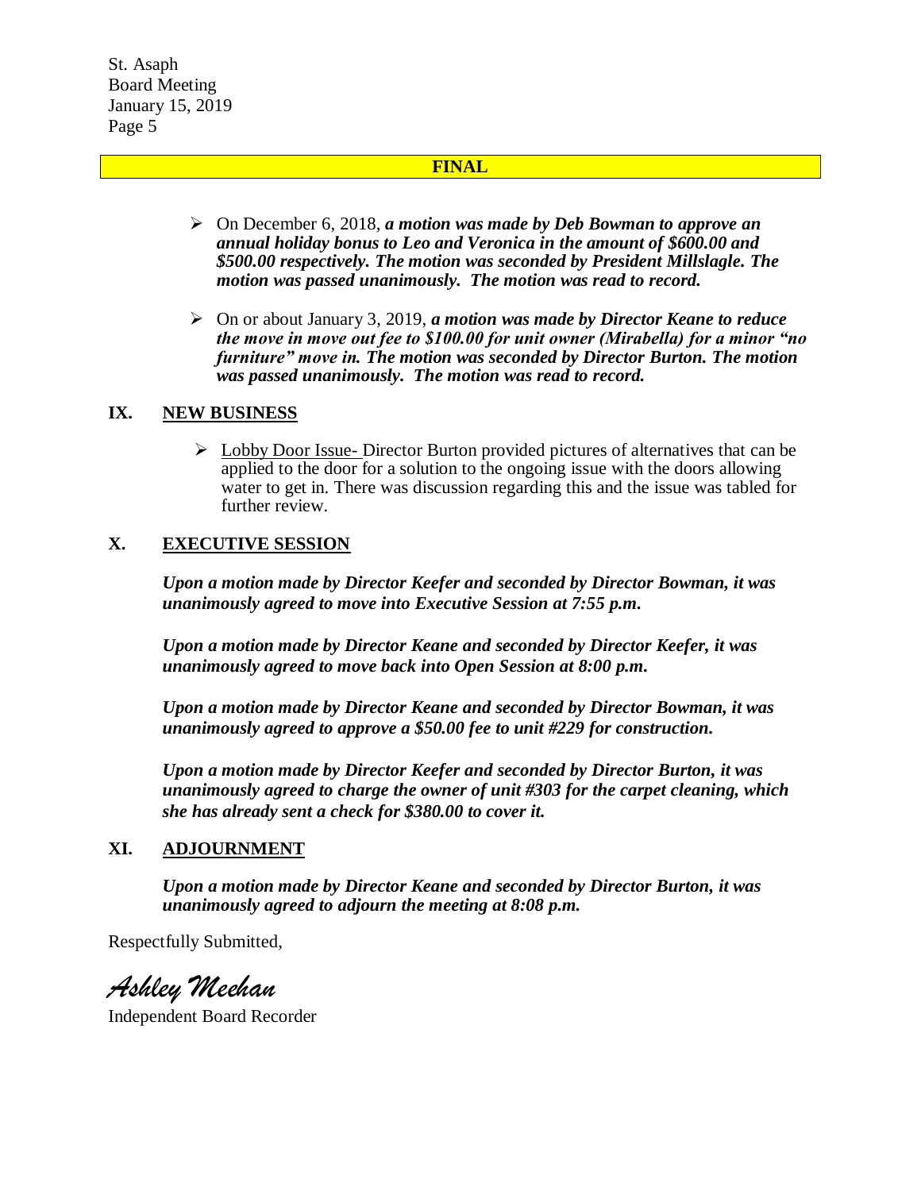**FINAL**

- On December 6, 2018, ***a motion was made by Deb Bowman to approve an annual holiday bonus to Leo and Veronica in the amount of $600.00 and $500.00 respectively. The motion was seconded by President Millslagle. The motion was passed unanimously. The motion was read to record.***

- On or about January 3, 2019, ***a motion was made by Director Keane to reduce the move in move out fee to $100.00 for unit owner (Mirabella) for a minor "no furniture" move in. The motion was seconded by Director Burton. The motion was passed unanimously. The motion was read to record.***

## IX. NEW BUSINESS

- Lobby Door Issue- Director Burton provided pictures of alternatives that can be applied to the door for a solution to the ongoing issue with the doors allowing water to get in. There was discussion regarding this and the issue was tabled for further review.

## X. EXECUTIVE SESSION

***Upon a motion made by Director Keefer and seconded by Director Bowman, it was unanimously agreed to move into Executive Session at 7:55 p.m.***

***Upon a motion made by Director Keane and seconded by Director Keefer, it was unanimously agreed to move back into Open Session at 8:00 p.m.***

***Upon a motion made by Director Keane and seconded by Director Bowman, it was unanimously agreed to approve a $50.00 fee to unit #229 for construction.***

***Upon a motion made by Director Keefer and seconded by Director Burton, it was unanimously agreed to charge the owner of unit #303 for the carpet cleaning, which she has already sent a check for $380.00 to cover it.***

## XI. ADJOURNMENT

***Upon a motion made by Director Keane and seconded by Director Burton, it was unanimously agreed to adjourn the meeting at 8:08 p.m.***

Respectfully Submitted,

*Ashley Meehan*

Independent Board Recorder